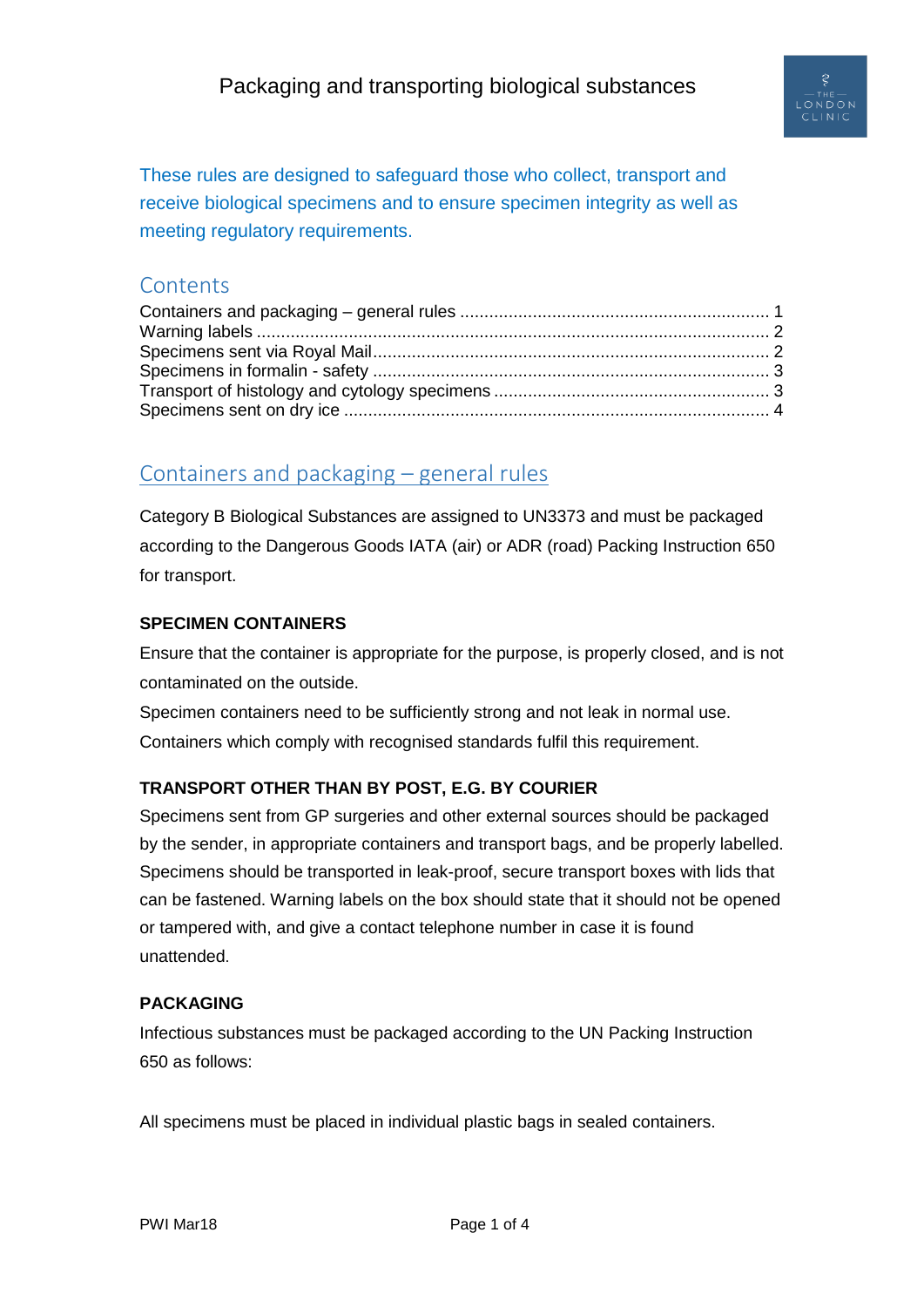# Packaging and transporting biological substances

These rules are designed to safeguard those who collect, transport and receive biological specimens and to ensure specimen integrity as well as meeting regulatory requirements.

## Contents

Containers and packaging – general rules ........ 1
Warning labels ........ 2
Specimens sent via Royal Mail ........ 2
Specimens in formalin - safety ........ 3
Transport of histology and cytology specimens ........ 3
Specimens sent on dry ice ........ 4

## Containers and packaging – general rules

Category B Biological Substances are assigned to UN3373 and must be packaged according to the Dangerous Goods IATA (air) or ADR (road) Packing Instruction 650 for transport.

### SPECIMEN CONTAINERS

Ensure that the container is appropriate for the purpose, is properly closed, and is not contaminated on the outside.

Specimen containers need to be sufficiently strong and not leak in normal use. Containers which comply with recognised standards fulfil this requirement.

### TRANSPORT OTHER THAN BY POST, E.G. BY COURIER

Specimens sent from GP surgeries and other external sources should be packaged by the sender, in appropriate containers and transport bags, and be properly labelled. Specimens should be transported in leak-proof, secure transport boxes with lids that can be fastened. Warning labels on the box should state that it should not be opened or tampered with, and give a contact telephone number in case it is found unattended.

### PACKAGING

Infectious substances must be packaged according to the UN Packing Instruction 650 as follows:

All specimens must be placed in individual plastic bags in sealed containers.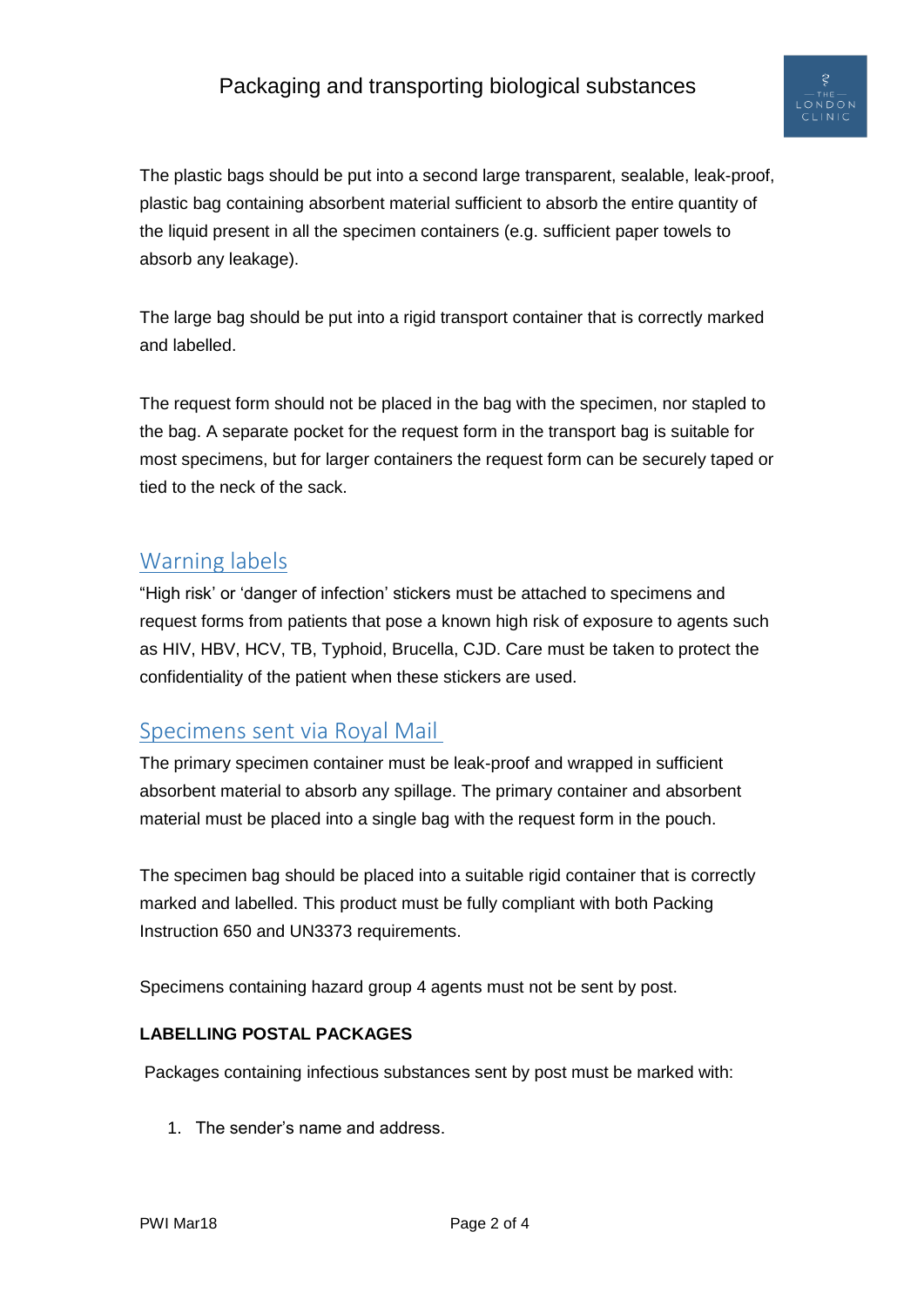The plastic bags should be put into a second large transparent, sealable, leak-proof, plastic bag containing absorbent material sufficient to absorb the entire quantity of the liquid present in all the specimen containers (e.g. sufficient paper towels to absorb any leakage).

The large bag should be put into a rigid transport container that is correctly marked and labelled.

The request form should not be placed in the bag with the specimen, nor stapled to the bag. A separate pocket for the request form in the transport bag is suitable for most specimens, but for larger containers the request form can be securely taped or tied to the neck of the sack.

## Warning labels

"High risk' or 'danger of infection' stickers must be attached to specimens and request forms from patients that pose a known high risk of exposure to agents such as HIV, HBV, HCV, TB, Typhoid, Brucella, CJD. Care must be taken to protect the confidentiality of the patient when these stickers are used.

## Specimens sent via Royal Mail

The primary specimen container must be leak-proof and wrapped in sufficient absorbent material to absorb any spillage. The primary container and absorbent material must be placed into a single bag with the request form in the pouch.

The specimen bag should be placed into a suitable rigid container that is correctly marked and labelled. This product must be fully compliant with both Packing Instruction 650 and UN3373 requirements.

Specimens containing hazard group 4 agents must not be sent by post.

**LABELLING POSTAL PACKAGES**

Packages containing infectious substances sent by post must be marked with:

1. The sender's name and address.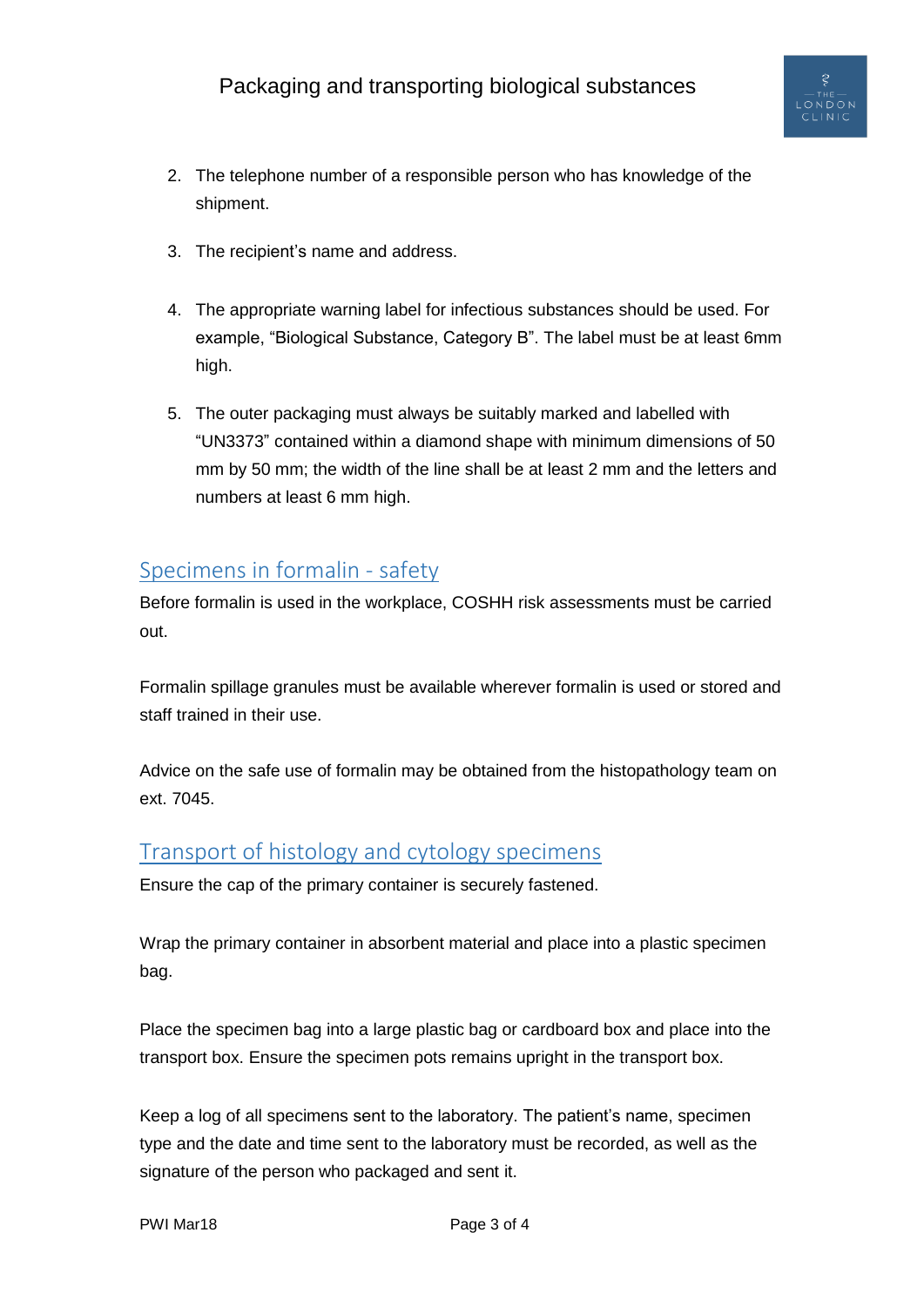2. The telephone number of a responsible person who has knowledge of the shipment.

3. The recipient's name and address.

4. The appropriate warning label for infectious substances should be used. For example, "Biological Substance, Category B". The label must be at least 6mm high.

5. The outer packaging must always be suitably marked and labelled with "UN3373" contained within a diamond shape with minimum dimensions of 50 mm by 50 mm; the width of the line shall be at least 2 mm and the letters and numbers at least 6 mm high.

## Specimens in formalin - safety

Before formalin is used in the workplace, COSHH risk assessments must be carried out.

Formalin spillage granules must be available wherever formalin is used or stored and staff trained in their use.

Advice on the safe use of formalin may be obtained from the histopathology team on ext. 7045.

## Transport of histology and cytology specimens

Ensure the cap of the primary container is securely fastened.

Wrap the primary container in absorbent material and place into a plastic specimen bag.

Place the specimen bag into a large plastic bag or cardboard box and place into the transport box. Ensure the specimen pots remains upright in the transport box.

Keep a log of all specimens sent to the laboratory. The patient's name, specimen type and the date and time sent to the laboratory must be recorded, as well as the signature of the person who packaged and sent it.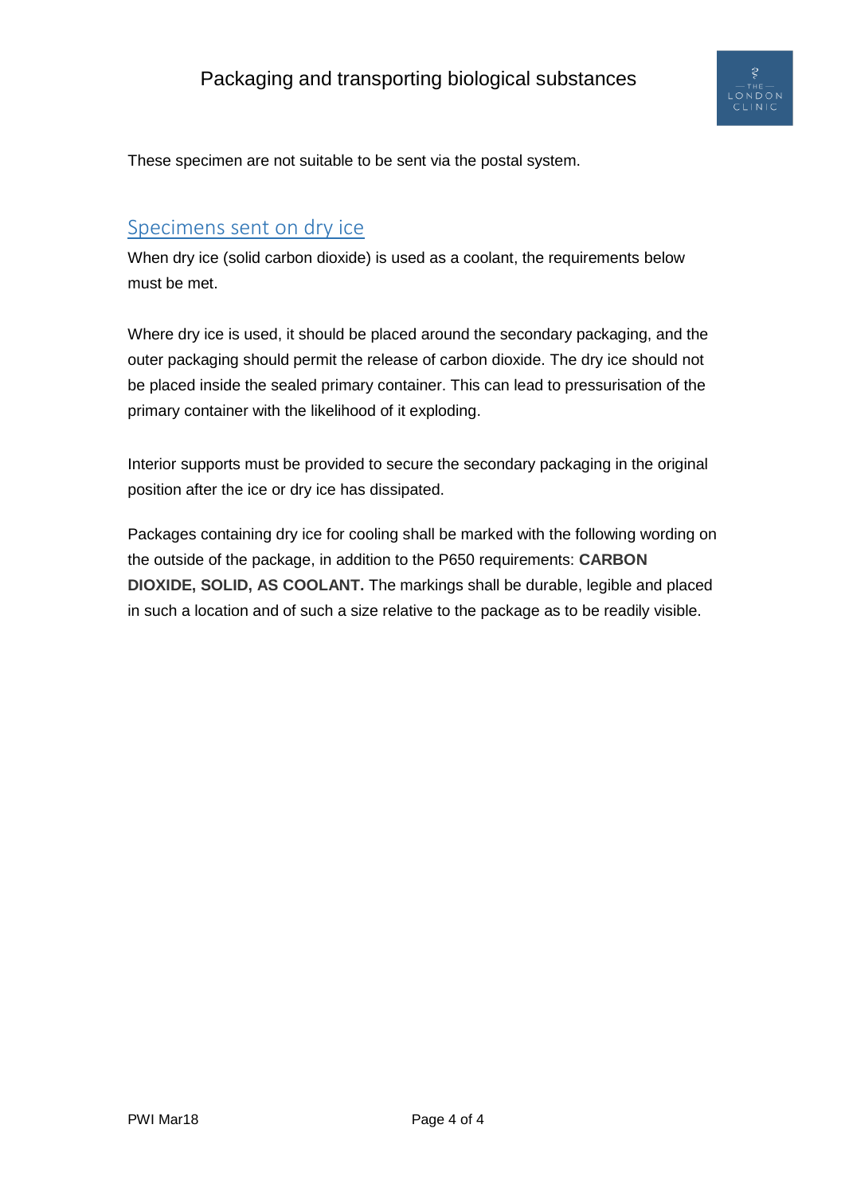These specimen are not suitable to be sent via the postal system.

## Specimens sent on dry ice

When dry ice (solid carbon dioxide) is used as a coolant, the requirements below must be met.

Where dry ice is used, it should be placed around the secondary packaging, and the outer packaging should permit the release of carbon dioxide. The dry ice should not be placed inside the sealed primary container. This can lead to pressurisation of the primary container with the likelihood of it exploding.

Interior supports must be provided to secure the secondary packaging in the original position after the ice or dry ice has dissipated.

Packages containing dry ice for cooling shall be marked with the following wording on the outside of the package, in addition to the P650 requirements: **CARBON DIOXIDE, SOLID, AS COOLANT.** The markings shall be durable, legible and placed in such a location and of such a size relative to the package as to be readily visible.